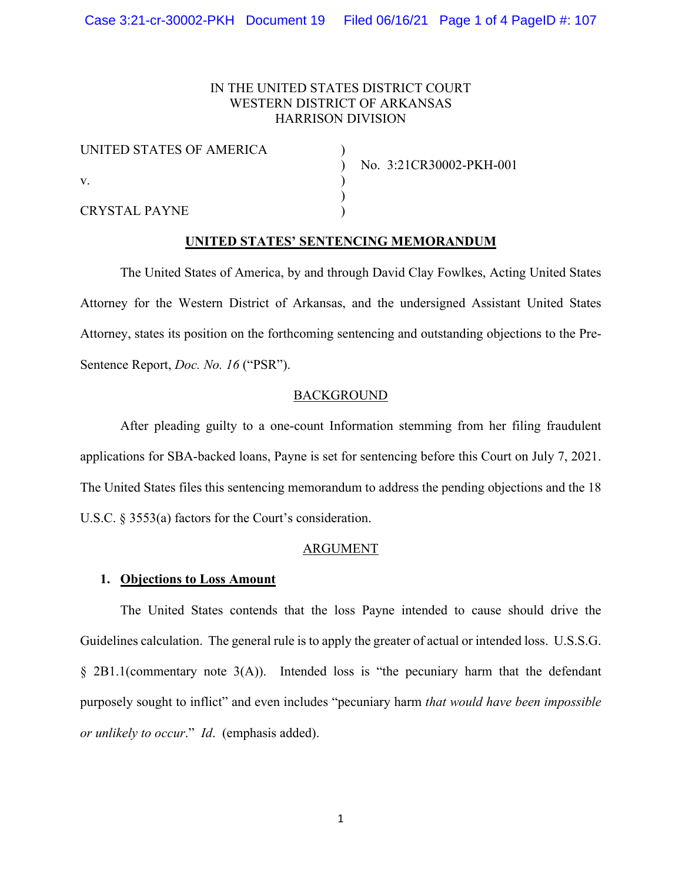IN THE UNITED STATES DISTRICT COURT
WESTERN DISTRICT OF ARKANSAS
HARRISON DIVISION

UNITED STATES OF AMERICA )
) No. 3:21CR30002-PKH-001
v. )
)
CRYSTAL PAYNE )

## UNITED STATES' SENTENCING MEMORANDUM

The United States of America, by and through David Clay Fowlkes, Acting United States Attorney for the Western District of Arkansas, and the undersigned Assistant United States Attorney, states its position on the forthcoming sentencing and outstanding objections to the Pre-Sentence Report, *Doc. No. 16* ("PSR").

## BACKGROUND

After pleading guilty to a one-count Information stemming from her filing fraudulent applications for SBA-backed loans, Payne is set for sentencing before this Court on July 7, 2021. The United States files this sentencing memorandum to address the pending objections and the 18 U.S.C. § 3553(a) factors for the Court's consideration.

## ARGUMENT

### 1. Objections to Loss Amount

The United States contends that the loss Payne intended to cause should drive the Guidelines calculation. The general rule is to apply the greater of actual or intended loss. U.S.S.G. § 2B1.1(commentary note 3(A)). Intended loss is "the pecuniary harm that the defendant purposely sought to inflict" and even includes "pecuniary harm *that would have been impossible or unlikely to occur*." *Id*. (emphasis added).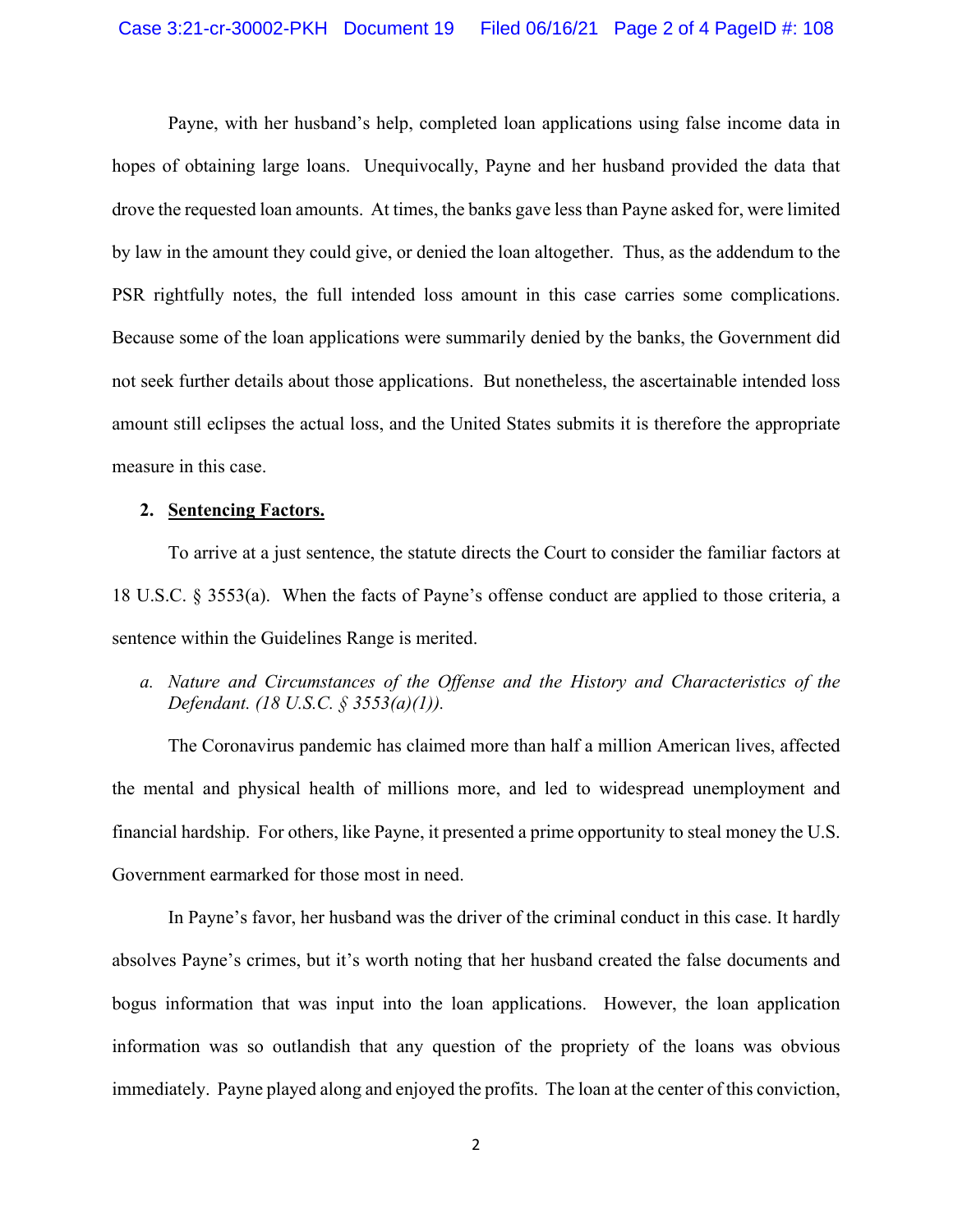Payne, with her husband's help, completed loan applications using false income data in hopes of obtaining large loans. Unequivocally, Payne and her husband provided the data that drove the requested loan amounts. At times, the banks gave less than Payne asked for, were limited by law in the amount they could give, or denied the loan altogether. Thus, as the addendum to the PSR rightfully notes, the full intended loss amount in this case carries some complications. Because some of the loan applications were summarily denied by the banks, the Government did not seek further details about those applications. But nonetheless, the ascertainable intended loss amount still eclipses the actual loss, and the United States submits it is therefore the appropriate measure in this case.

**2. <u>Sentencing Factors.</u>**

To arrive at a just sentence, the statute directs the Court to consider the familiar factors at 18 U.S.C. § 3553(a). When the facts of Payne's offense conduct are applied to those criteria, a sentence within the Guidelines Range is merited.

*a. Nature and Circumstances of the Offense and the History and Characteristics of the Defendant. (18 U.S.C. § 3553(a)(1)).*

The Coronavirus pandemic has claimed more than half a million American lives, affected the mental and physical health of millions more, and led to widespread unemployment and financial hardship. For others, like Payne, it presented a prime opportunity to steal money the U.S. Government earmarked for those most in need.

In Payne's favor, her husband was the driver of the criminal conduct in this case. It hardly absolves Payne's crimes, but it's worth noting that her husband created the false documents and bogus information that was input into the loan applications. However, the loan application information was so outlandish that any question of the propriety of the loans was obvious immediately. Payne played along and enjoyed the profits. The loan at the center of this conviction,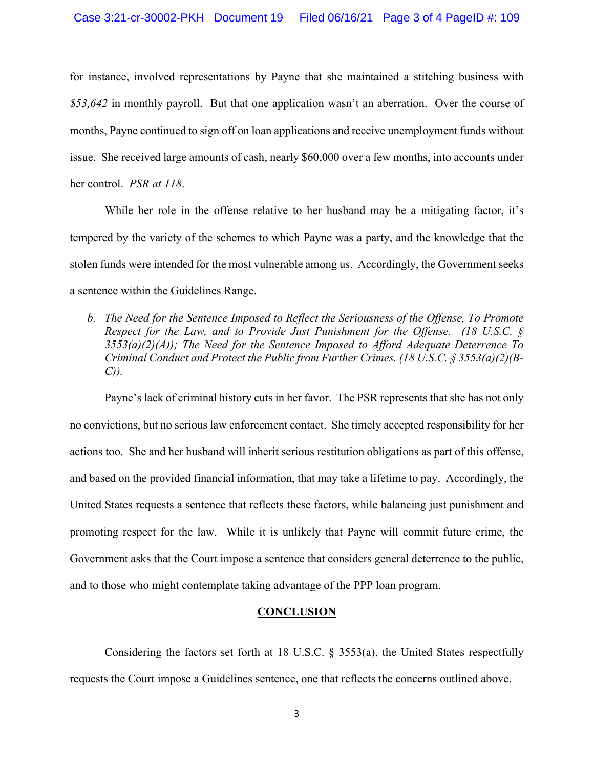for instance, involved representations by Payne that she maintained a stitching business with *$53,642* in monthly payroll. But that one application wasn't an aberration. Over the course of months, Payne continued to sign off on loan applications and receive unemployment funds without issue. She received large amounts of cash, nearly $60,000 over a few months, into accounts under her control. *PSR at 118*.

While her role in the offense relative to her husband may be a mitigating factor, it's tempered by the variety of the schemes to which Payne was a party, and the knowledge that the stolen funds were intended for the most vulnerable among us. Accordingly, the Government seeks a sentence within the Guidelines Range.

*b. The Need for the Sentence Imposed to Reflect the Seriousness of the Offense, To Promote Respect for the Law, and to Provide Just Punishment for the Offense. (18 U.S.C. § 3553(a)(2)(A)); The Need for the Sentence Imposed to Afford Adequate Deterrence To Criminal Conduct and Protect the Public from Further Crimes. (18 U.S.C. § 3553(a)(2)(B-C)).*

Payne's lack of criminal history cuts in her favor. The PSR represents that she has not only no convictions, but no serious law enforcement contact. She timely accepted responsibility for her actions too. She and her husband will inherit serious restitution obligations as part of this offense, and based on the provided financial information, that may take a lifetime to pay. Accordingly, the United States requests a sentence that reflects these factors, while balancing just punishment and promoting respect for the law. While it is unlikely that Payne will commit future crime, the Government asks that the Court impose a sentence that considers general deterrence to the public, and to those who might contemplate taking advantage of the PPP loan program.

## CONCLUSION

Considering the factors set forth at 18 U.S.C. § 3553(a), the United States respectfully requests the Court impose a Guidelines sentence, one that reflects the concerns outlined above.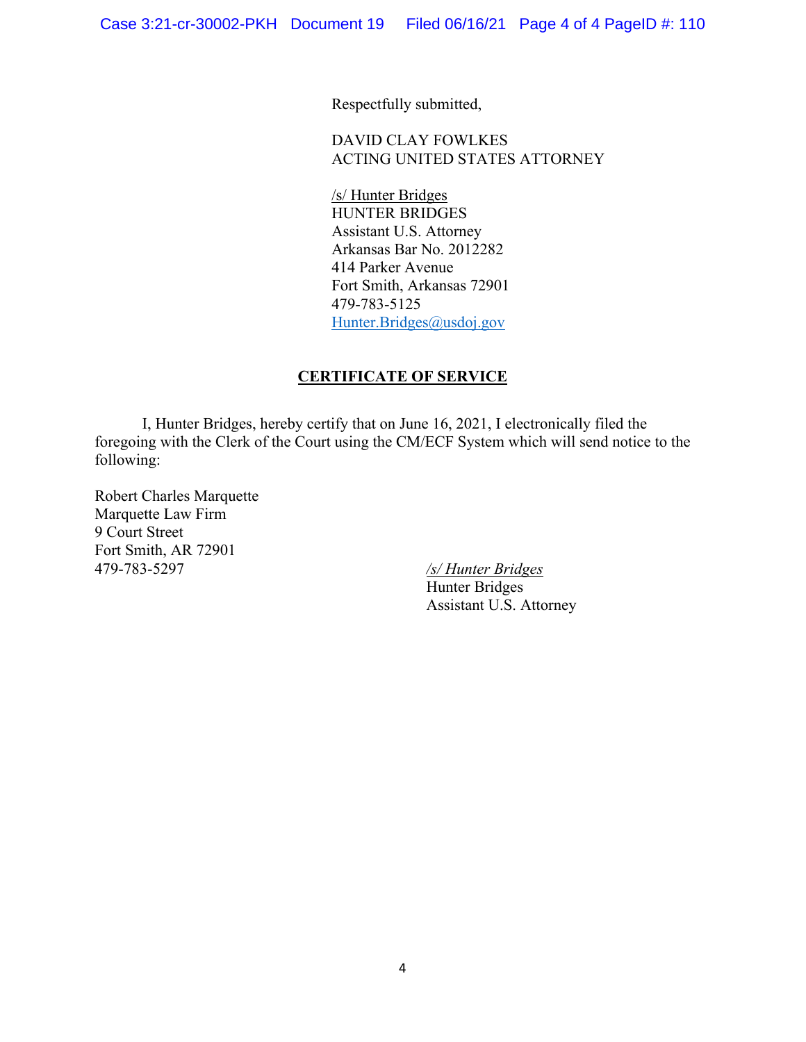Respectfully submitted,

DAVID CLAY FOWLKES
ACTING UNITED STATES ATTORNEY

/s/ Hunter Bridges
HUNTER BRIDGES
Assistant U.S. Attorney
Arkansas Bar No. 2012282
414 Parker Avenue
Fort Smith, Arkansas 72901
479-783-5125
Hunter.Bridges@usdoj.gov

## CERTIFICATE OF SERVICE

I, Hunter Bridges, hereby certify that on June 16, 2021, I electronically filed the foregoing with the Clerk of the Court using the CM/ECF System which will send notice to the following:

Robert Charles Marquette
Marquette Law Firm
9 Court Street
Fort Smith, AR 72901
479-783-5297

*/s/ Hunter Bridges*
Hunter Bridges
Assistant U.S. Attorney